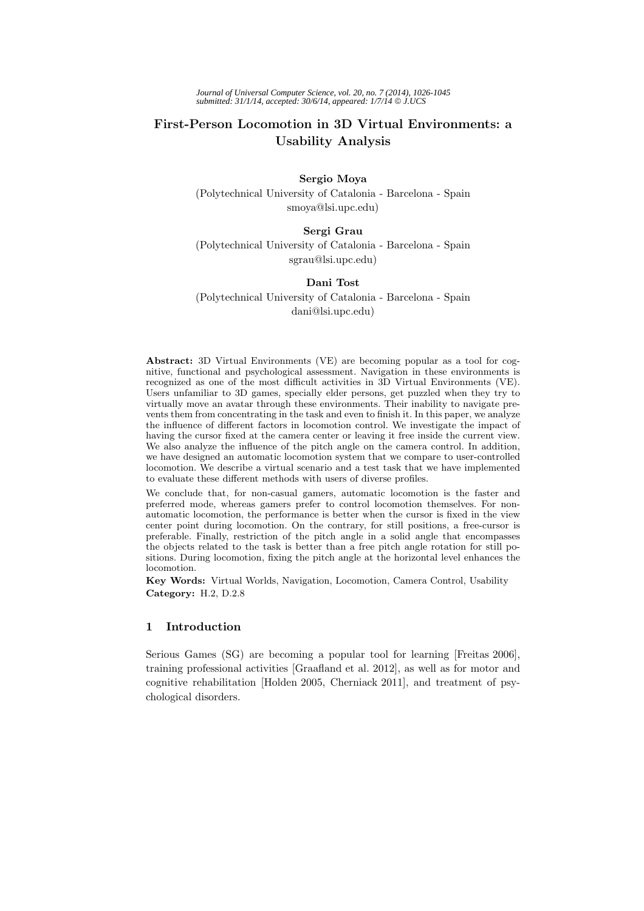# First-Person Locomotion in 3D Virtual Environments: a Usability Analysis

**Sergio Moya**
(Polytechnical University of Catalonia - Barcelona - Spain
smoya@lsi.upc.edu)

**Sergi Grau**
(Polytechnical University of Catalonia - Barcelona - Spain
sgrau@lsi.upc.edu)

**Dani Tost**
(Polytechnical University of Catalonia - Barcelona - Spain
dani@lsi.upc.edu)

**Abstract:** 3D Virtual Environments (VE) are becoming popular as a tool for cognitive, functional and psychological assessment. Navigation in these environments is recognized as one of the most difficult activities in 3D Virtual Environments (VE). Users unfamiliar to 3D games, specially elder persons, get puzzled when they try to virtually move an avatar through these environments. Their inability to navigate prevents them from concentrating in the task and even to finish it. In this paper, we analyze the influence of different factors in locomotion control. We investigate the impact of having the cursor fixed at the camera center or leaving it free inside the current view. We also analyze the influence of the pitch angle on the camera control. In addition, we have designed an automatic locomotion system that we compare to user-controlled locomotion. We describe a virtual scenario and a test task that we have implemented to evaluate these different methods with users of diverse profiles.

We conclude that, for non-casual gamers, automatic locomotion is the faster and preferred mode, whereas gamers prefer to control locomotion themselves. For non-automatic locomotion, the performance is better when the cursor is fixed in the view center point during locomotion. On the contrary, for still positions, a free-cursor is preferable. Finally, restriction of the pitch angle in a solid angle that encompasses the objects related to the task is better than a free pitch angle rotation for still positions. During locomotion, fixing the pitch angle at the horizontal level enhances the locomotion.

**Key Words:** Virtual Worlds, Navigation, Locomotion, Camera Control, Usability
**Category:** H.2, D.2.8

## 1 Introduction

Serious Games (SG) are becoming a popular tool for learning [Freitas 2006], training professional activities [Graafland et al. 2012], as well as for motor and cognitive rehabilitation [Holden 2005, Cherniack 2011], and treatment of psychological disorders.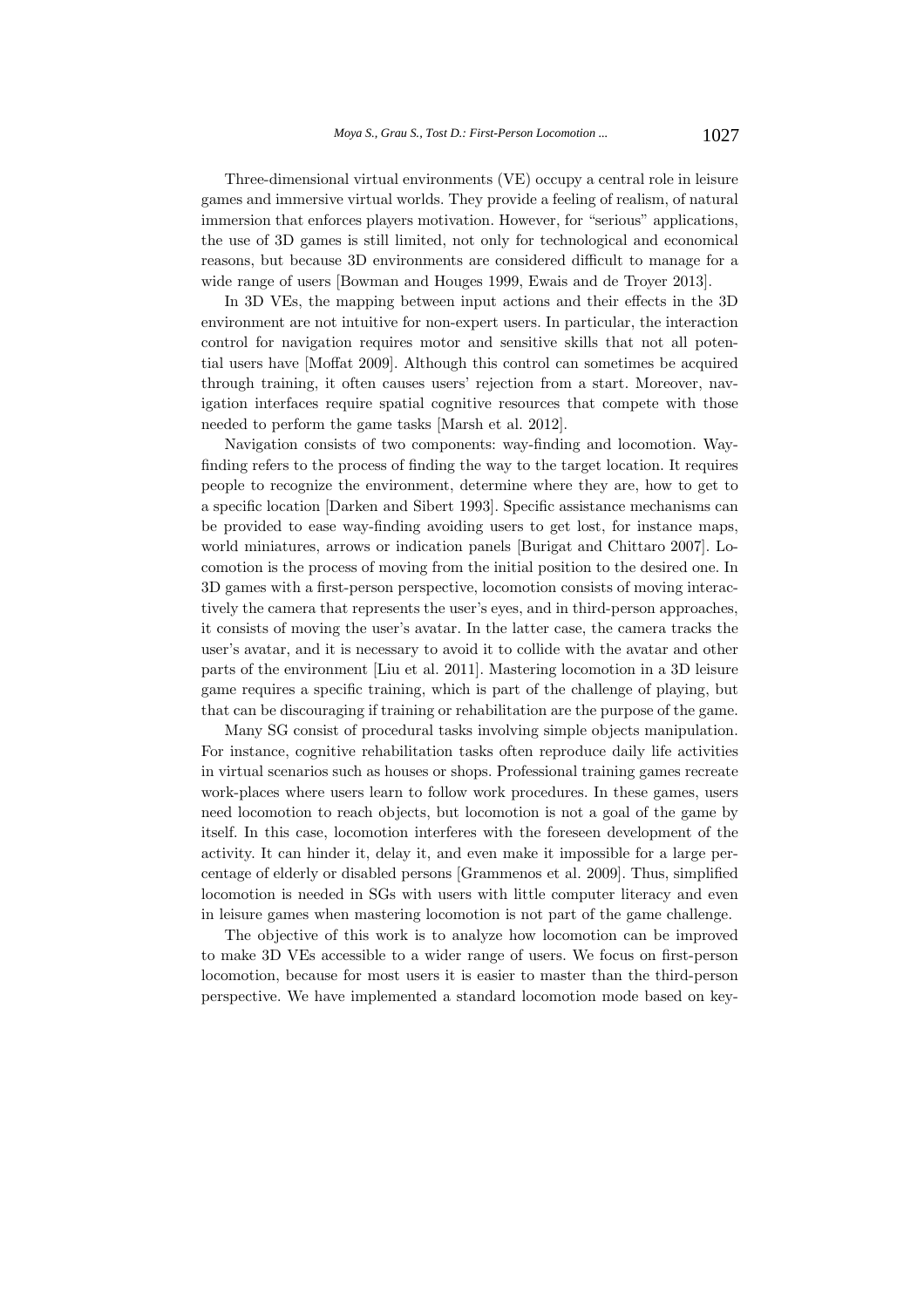Three-dimensional virtual environments (VE) occupy a central role in leisure games and immersive virtual worlds. They provide a feeling of realism, of natural immersion that enforces players motivation. However, for "serious" applications, the use of 3D games is still limited, not only for technological and economical reasons, but because 3D environments are considered difficult to manage for a wide range of users [Bowman and Houges 1999, Ewais and de Troyer 2013].

In 3D VEs, the mapping between input actions and their effects in the 3D environment are not intuitive for non-expert users. In particular, the interaction control for navigation requires motor and sensitive skills that not all potential users have [Moffat 2009]. Although this control can sometimes be acquired through training, it often causes users' rejection from a start. Moreover, navigation interfaces require spatial cognitive resources that compete with those needed to perform the game tasks [Marsh et al. 2012].

Navigation consists of two components: way-finding and locomotion. Way-finding refers to the process of finding the way to the target location. It requires people to recognize the environment, determine where they are, how to get to a specific location [Darken and Sibert 1993]. Specific assistance mechanisms can be provided to ease way-finding avoiding users to get lost, for instance maps, world miniatures, arrows or indication panels [Burigat and Chittaro 2007]. Locomotion is the process of moving from the initial position to the desired one. In 3D games with a first-person perspective, locomotion consists of moving interactively the camera that represents the user's eyes, and in third-person approaches, it consists of moving the user's avatar. In the latter case, the camera tracks the user's avatar, and it is necessary to avoid it to collide with the avatar and other parts of the environment [Liu et al. 2011]. Mastering locomotion in a 3D leisure game requires a specific training, which is part of the challenge of playing, but that can be discouraging if training or rehabilitation are the purpose of the game.

Many SG consist of procedural tasks involving simple objects manipulation. For instance, cognitive rehabilitation tasks often reproduce daily life activities in virtual scenarios such as houses or shops. Professional training games recreate work-places where users learn to follow work procedures. In these games, users need locomotion to reach objects, but locomotion is not a goal of the game by itself. In this case, locomotion interferes with the foreseen development of the activity. It can hinder it, delay it, and even make it impossible for a large percentage of elderly or disabled persons [Grammenos et al. 2009]. Thus, simplified locomotion is needed in SGs with users with little computer literacy and even in leisure games when mastering locomotion is not part of the game challenge.

The objective of this work is to analyze how locomotion can be improved to make 3D VEs accessible to a wider range of users. We focus on first-person locomotion, because for most users it is easier to master than the third-person perspective. We have implemented a standard locomotion mode based on key-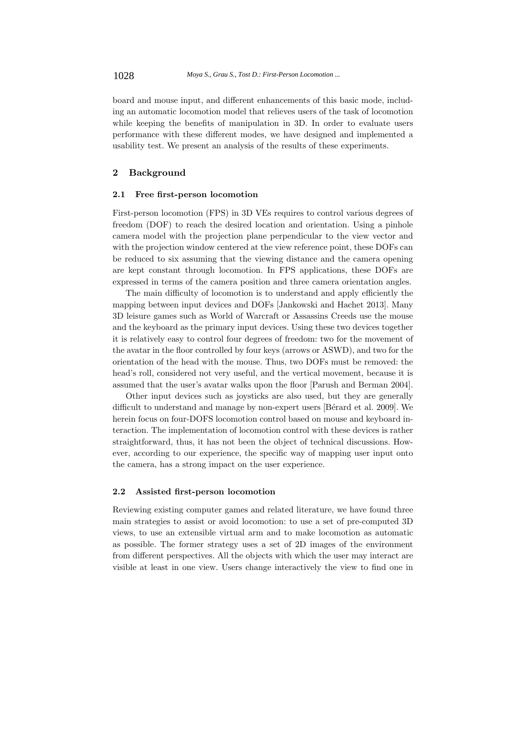board and mouse input, and different enhancements of this basic mode, including an automatic locomotion model that relieves users of the task of locomotion while keeping the benefits of manipulation in 3D. In order to evaluate users performance with these different modes, we have designed and implemented a usability test. We present an analysis of the results of these experiments.

## 2 Background

### 2.1 Free first-person locomotion

First-person locomotion (FPS) in 3D VEs requires to control various degrees of freedom (DOF) to reach the desired location and orientation. Using a pinhole camera model with the projection plane perpendicular to the view vector and with the projection window centered at the view reference point, these DOFs can be reduced to six assuming that the viewing distance and the camera opening are kept constant through locomotion. In FPS applications, these DOFs are expressed in terms of the camera position and three camera orientation angles.

The main difficulty of locomotion is to understand and apply efficiently the mapping between input devices and DOFs [Jankowski and Hachet 2013]. Many 3D leisure games such as World of Warcraft or Assassins Creeds use the mouse and the keyboard as the primary input devices. Using these two devices together it is relatively easy to control four degrees of freedom: two for the movement of the avatar in the floor controlled by four keys (arrows or ASWD), and two for the orientation of the head with the mouse. Thus, two DOFs must be removed: the head's roll, considered not very useful, and the vertical movement, because it is assumed that the user's avatar walks upon the floor [Parush and Berman 2004].

Other input devices such as joysticks are also used, but they are generally difficult to understand and manage by non-expert users [Bérard et al. 2009]. We herein focus on four-DOFS locomotion control based on mouse and keyboard interaction. The implementation of locomotion control with these devices is rather straightforward, thus, it has not been the object of technical discussions. However, according to our experience, the specific way of mapping user input onto the camera, has a strong impact on the user experience.

### 2.2 Assisted first-person locomotion

Reviewing existing computer games and related literature, we have found three main strategies to assist or avoid locomotion: to use a set of pre-computed 3D views, to use an extensible virtual arm and to make locomotion as automatic as possible. The former strategy uses a set of 2D images of the environment from different perspectives. All the objects with which the user may interact are visible at least in one view. Users change interactively the view to find one in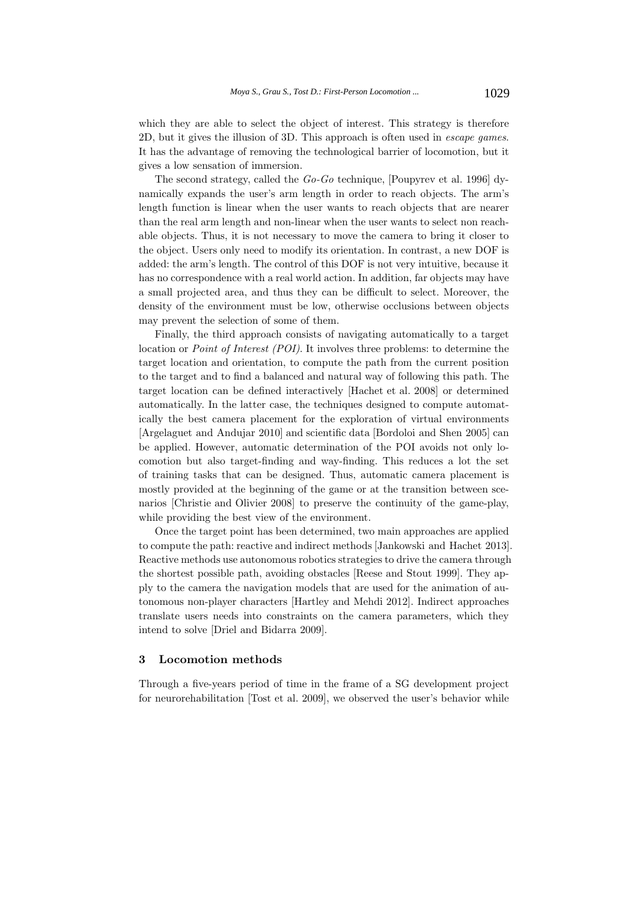which they are able to select the object of interest. This strategy is therefore 2D, but it gives the illusion of 3D. This approach is often used in *escape games*. It has the advantage of removing the technological barrier of locomotion, but it gives a low sensation of immersion.

The second strategy, called the *Go-Go* technique, [Poupyrev et al. 1996] dynamically expands the user's arm length in order to reach objects. The arm's length function is linear when the user wants to reach objects that are nearer than the real arm length and non-linear when the user wants to select non reachable objects. Thus, it is not necessary to move the camera to bring it closer to the object. Users only need to modify its orientation. In contrast, a new DOF is added: the arm's length. The control of this DOF is not very intuitive, because it has no correspondence with a real world action. In addition, far objects may have a small projected area, and thus they can be difficult to select. Moreover, the density of the environment must be low, otherwise occlusions between objects may prevent the selection of some of them.

Finally, the third approach consists of navigating automatically to a target location or *Point of Interest (POI)*. It involves three problems: to determine the target location and orientation, to compute the path from the current position to the target and to find a balanced and natural way of following this path. The target location can be defined interactively [Hachet et al. 2008] or determined automatically. In the latter case, the techniques designed to compute automatically the best camera placement for the exploration of virtual environments [Argelaguet and Andujar 2010] and scientific data [Bordoloi and Shen 2005] can be applied. However, automatic determination of the POI avoids not only locomotion but also target-finding and way-finding. This reduces a lot the set of training tasks that can be designed. Thus, automatic camera placement is mostly provided at the beginning of the game or at the transition between scenarios [Christie and Olivier 2008] to preserve the continuity of the game-play, while providing the best view of the environment.

Once the target point has been determined, two main approaches are applied to compute the path: reactive and indirect methods [Jankowski and Hachet 2013]. Reactive methods use autonomous robotics strategies to drive the camera through the shortest possible path, avoiding obstacles [Reese and Stout 1999]. They apply to the camera the navigation models that are used for the animation of autonomous non-player characters [Hartley and Mehdi 2012]. Indirect approaches translate users needs into constraints on the camera parameters, which they intend to solve [Driel and Bidarra 2009].

## 3 Locomotion methods

Through a five-years period of time in the frame of a SG development project for neurorehabilitation [Tost et al. 2009], we observed the user's behavior while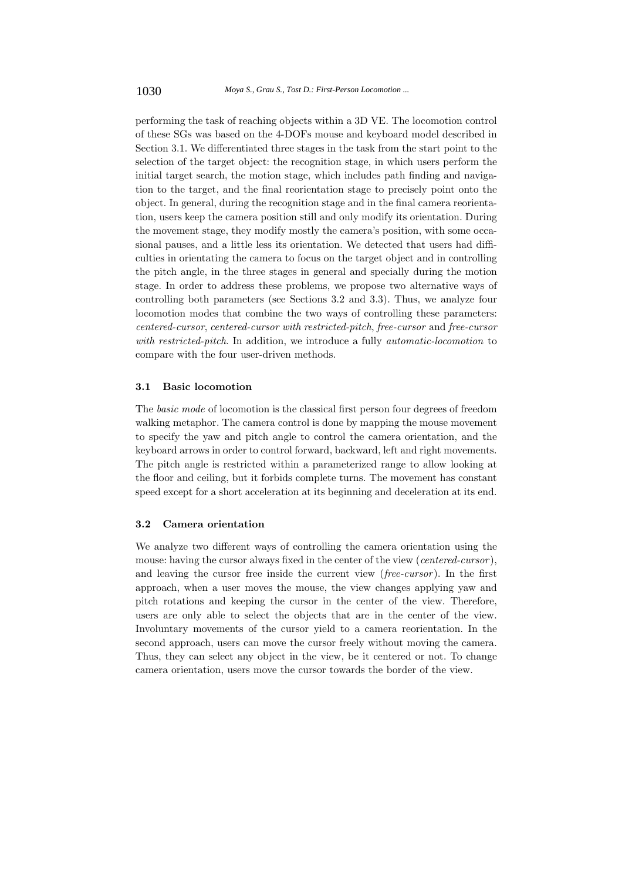performing the task of reaching objects within a 3D VE. The locomotion control of these SGs was based on the 4-DOFs mouse and keyboard model described in Section 3.1. We differentiated three stages in the task from the start point to the selection of the target object: the recognition stage, in which users perform the initial target search, the motion stage, which includes path finding and navigation to the target, and the final reorientation stage to precisely point onto the object. In general, during the recognition stage and in the final camera reorientation, users keep the camera position still and only modify its orientation. During the movement stage, they modify mostly the camera's position, with some occasional pauses, and a little less its orientation. We detected that users had difficulties in orientating the camera to focus on the target object and in controlling the pitch angle, in the three stages in general and specially during the motion stage. In order to address these problems, we propose two alternative ways of controlling both parameters (see Sections 3.2 and 3.3). Thus, we analyze four locomotion modes that combine the two ways of controlling these parameters: *centered-cursor*, *centered-cursor with restricted-pitch*, *free-cursor* and *free-cursor with restricted-pitch*. In addition, we introduce a fully *automatic-locomotion* to compare with the four user-driven methods.

### 3.1 Basic locomotion

The *basic mode* of locomotion is the classical first person four degrees of freedom walking metaphor. The camera control is done by mapping the mouse movement to specify the yaw and pitch angle to control the camera orientation, and the keyboard arrows in order to control forward, backward, left and right movements. The pitch angle is restricted within a parameterized range to allow looking at the floor and ceiling, but it forbids complete turns. The movement has constant speed except for a short acceleration at its beginning and deceleration at its end.

### 3.2 Camera orientation

We analyze two different ways of controlling the camera orientation using the mouse: having the cursor always fixed in the center of the view (*centered-cursor*), and leaving the cursor free inside the current view (*free-cursor*). In the first approach, when a user moves the mouse, the view changes applying yaw and pitch rotations and keeping the cursor in the center of the view. Therefore, users are only able to select the objects that are in the center of the view. Involuntary movements of the cursor yield to a camera reorientation. In the second approach, users can move the cursor freely without moving the camera. Thus, they can select any object in the view, be it centered or not. To change camera orientation, users move the cursor towards the border of the view.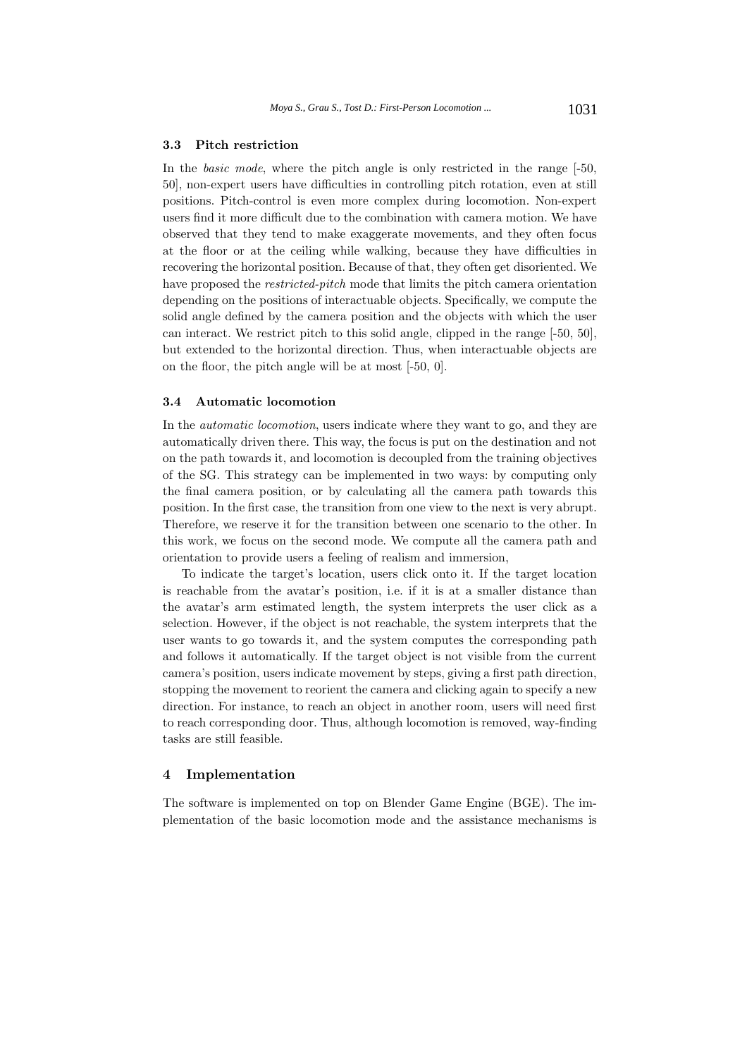### 3.3 Pitch restriction

In the *basic mode*, where the pitch angle is only restricted in the range [-50, 50], non-expert users have difficulties in controlling pitch rotation, even at still positions. Pitch-control is even more complex during locomotion. Non-expert users find it more difficult due to the combination with camera motion. We have observed that they tend to make exaggerate movements, and they often focus at the floor or at the ceiling while walking, because they have difficulties in recovering the horizontal position. Because of that, they often get disoriented. We have proposed the *restricted-pitch* mode that limits the pitch camera orientation depending on the positions of interactuable objects. Specifically, we compute the solid angle defined by the camera position and the objects with which the user can interact. We restrict pitch to this solid angle, clipped in the range [-50, 50], but extended to the horizontal direction. Thus, when interactuable objects are on the floor, the pitch angle will be at most [-50, 0].

### 3.4 Automatic locomotion

In the *automatic locomotion*, users indicate where they want to go, and they are automatically driven there. This way, the focus is put on the destination and not on the path towards it, and locomotion is decoupled from the training objectives of the SG. This strategy can be implemented in two ways: by computing only the final camera position, or by calculating all the camera path towards this position. In the first case, the transition from one view to the next is very abrupt. Therefore, we reserve it for the transition between one scenario to the other. In this work, we focus on the second mode. We compute all the camera path and orientation to provide users a feeling of realism and immersion,

To indicate the target's location, users click onto it. If the target location is reachable from the avatar's position, i.e. if it is at a smaller distance than the avatar's arm estimated length, the system interprets the user click as a selection. However, if the object is not reachable, the system interprets that the user wants to go towards it, and the system computes the corresponding path and follows it automatically. If the target object is not visible from the current camera's position, users indicate movement by steps, giving a first path direction, stopping the movement to reorient the camera and clicking again to specify a new direction. For instance, to reach an object in another room, users will need first to reach corresponding door. Thus, although locomotion is removed, way-finding tasks are still feasible.

## 4 Implementation

The software is implemented on top on Blender Game Engine (BGE). The implementation of the basic locomotion mode and the assistance mechanisms is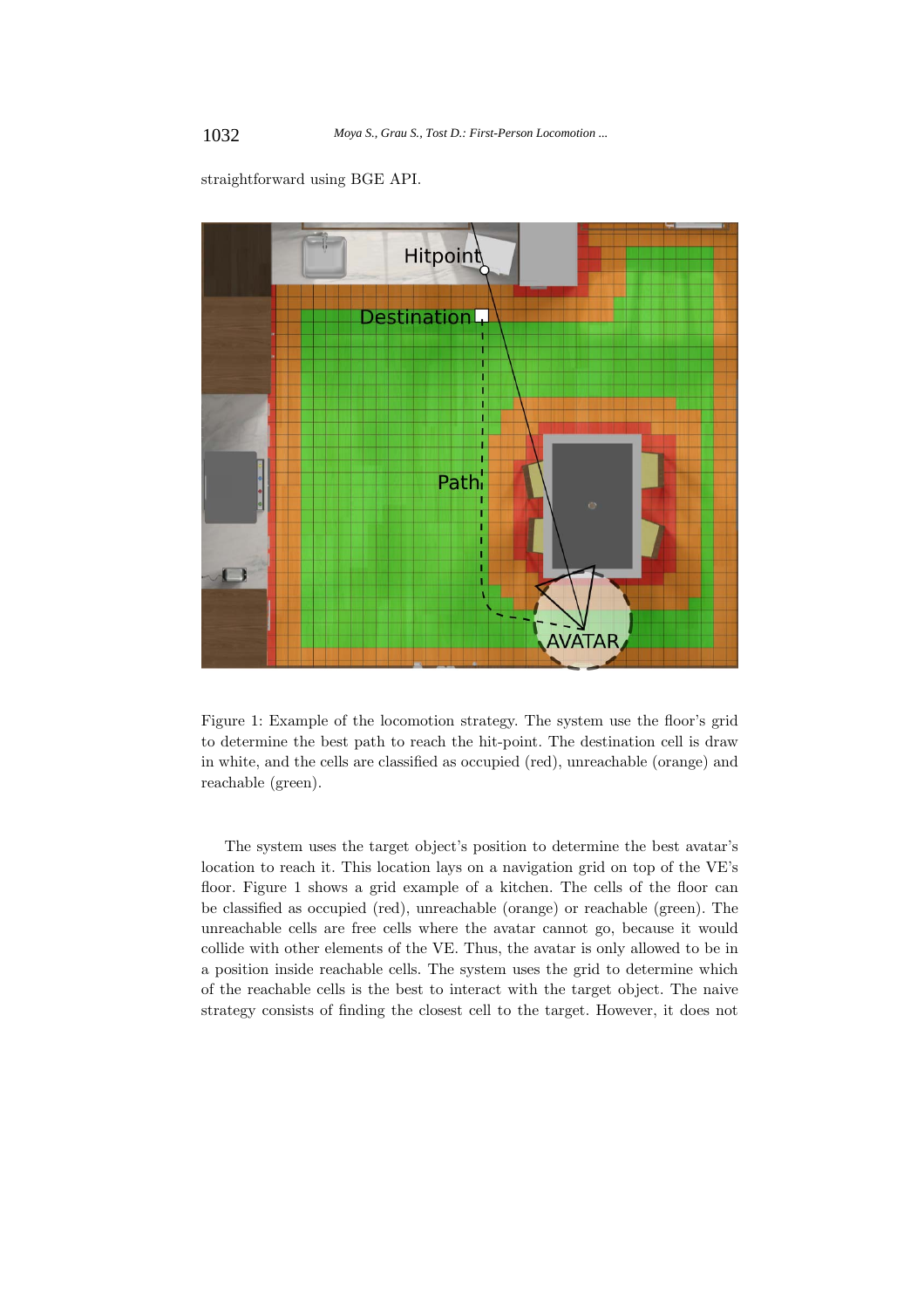straightforward using BGE API.

Figure 1: Example of the locomotion strategy. The system use the floor's grid to determine the best path to reach the hit-point. The destination cell is draw in white, and the cells are classified as occupied (red), unreachable (orange) and reachable (green).

The system uses the target object's position to determine the best avatar's location to reach it. This location lays on a navigation grid on top of the VE's floor. Figure 1 shows a grid example of a kitchen. The cells of the floor can be classified as occupied (red), unreachable (orange) or reachable (green). The unreachable cells are free cells where the avatar cannot go, because it would collide with other elements of the VE. Thus, the avatar is only allowed to be in a position inside reachable cells. The system uses the grid to determine which of the reachable cells is the best to interact with the target object. The naive strategy consists of finding the closest cell to the target. However, it does not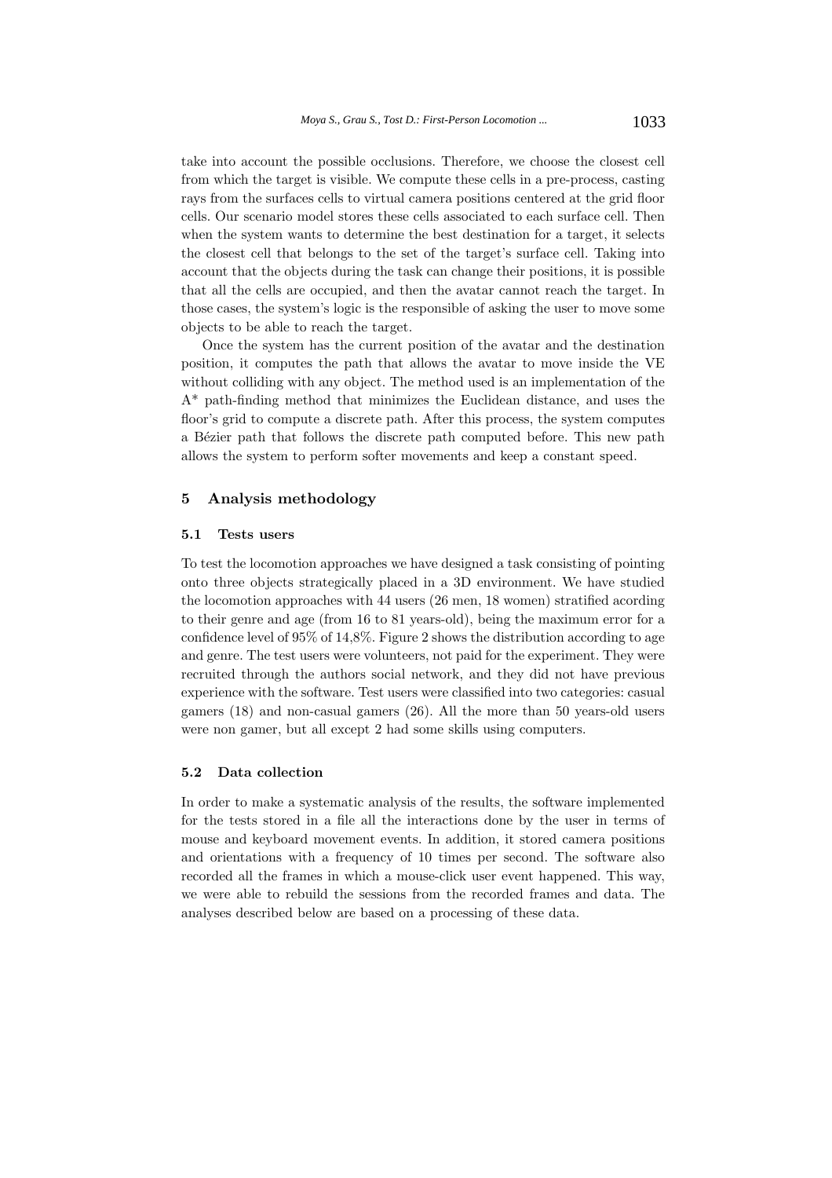take into account the possible occlusions. Therefore, we choose the closest cell from which the target is visible. We compute these cells in a pre-process, casting rays from the surfaces cells to virtual camera positions centered at the grid floor cells. Our scenario model stores these cells associated to each surface cell. Then when the system wants to determine the best destination for a target, it selects the closest cell that belongs to the set of the target's surface cell. Taking into account that the objects during the task can change their positions, it is possible that all the cells are occupied, and then the avatar cannot reach the target. In those cases, the system's logic is the responsible of asking the user to move some objects to be able to reach the target.

Once the system has the current position of the avatar and the destination position, it computes the path that allows the avatar to move inside the VE without colliding with any object. The method used is an implementation of the A* path-finding method that minimizes the Euclidean distance, and uses the floor's grid to compute a discrete path. After this process, the system computes a Bézier path that follows the discrete path computed before. This new path allows the system to perform softer movements and keep a constant speed.

## 5 Analysis methodology

### 5.1 Tests users

To test the locomotion approaches we have designed a task consisting of pointing onto three objects strategically placed in a 3D environment. We have studied the locomotion approaches with 44 users (26 men, 18 women) stratified acording to their genre and age (from 16 to 81 years-old), being the maximum error for a confidence level of 95% of 14,8%. Figure 2 shows the distribution according to age and genre. The test users were volunteers, not paid for the experiment. They were recruited through the authors social network, and they did not have previous experience with the software. Test users were classified into two categories: casual gamers (18) and non-casual gamers (26). All the more than 50 years-old users were non gamer, but all except 2 had some skills using computers.

### 5.2 Data collection

In order to make a systematic analysis of the results, the software implemented for the tests stored in a file all the interactions done by the user in terms of mouse and keyboard movement events. In addition, it stored camera positions and orientations with a frequency of 10 times per second. The software also recorded all the frames in which a mouse-click user event happened. This way, we were able to rebuild the sessions from the recorded frames and data. The analyses described below are based on a processing of these data.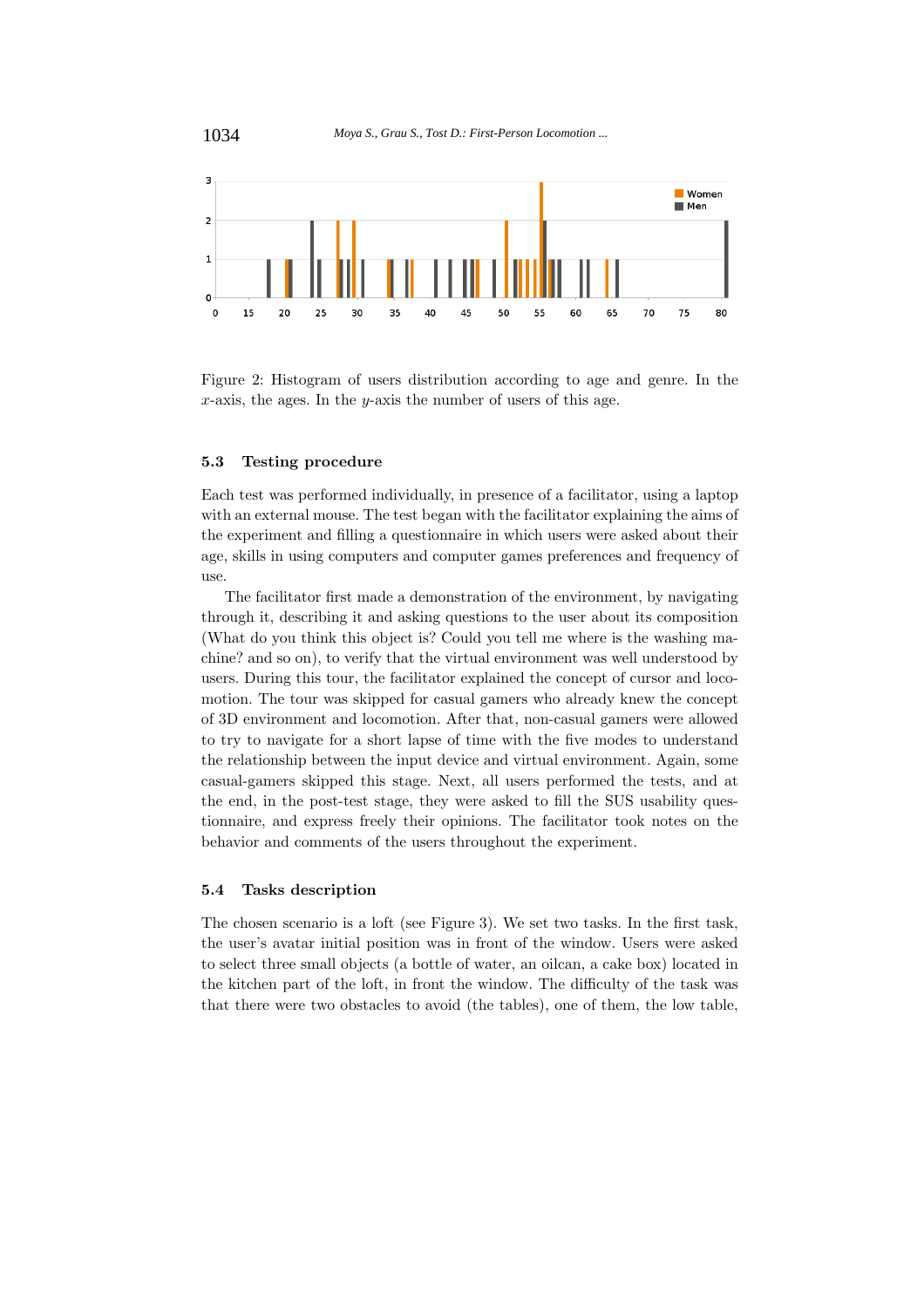Figure 2: Histogram of users distribution according to age and genre. In the $x$-axis, the ages. In the $y$-axis the number of users of this age.

### 5.3 Testing procedure

Each test was performed individually, in presence of a facilitator, using a laptop with an external mouse. The test began with the facilitator explaining the aims of the experiment and filling a questionnaire in which users were asked about their age, skills in using computers and computer games preferences and frequency of use.

The facilitator first made a demonstration of the environment, by navigating through it, describing it and asking questions to the user about its composition (What do you think this object is? Could you tell me where is the washing machine? and so on), to verify that the virtual environment was well understood by users. During this tour, the facilitator explained the concept of cursor and locomotion. The tour was skipped for casual gamers who already knew the concept of 3D environment and locomotion. After that, non-casual gamers were allowed to try to navigate for a short lapse of time with the five modes to understand the relationship between the input device and virtual environment. Again, some casual-gamers skipped this stage. Next, all users performed the tests, and at the end, in the post-test stage, they were asked to fill the SUS usability questionnaire, and express freely their opinions. The facilitator took notes on the behavior and comments of the users throughout the experiment.

### 5.4 Tasks description

The chosen scenario is a loft (see Figure 3). We set two tasks. In the first task, the user's avatar initial position was in front of the window. Users were asked to select three small objects (a bottle of water, an oilcan, a cake box) located in the kitchen part of the loft, in front the window. The difficulty of the task was that there were two obstacles to avoid (the tables), one of them, the low table,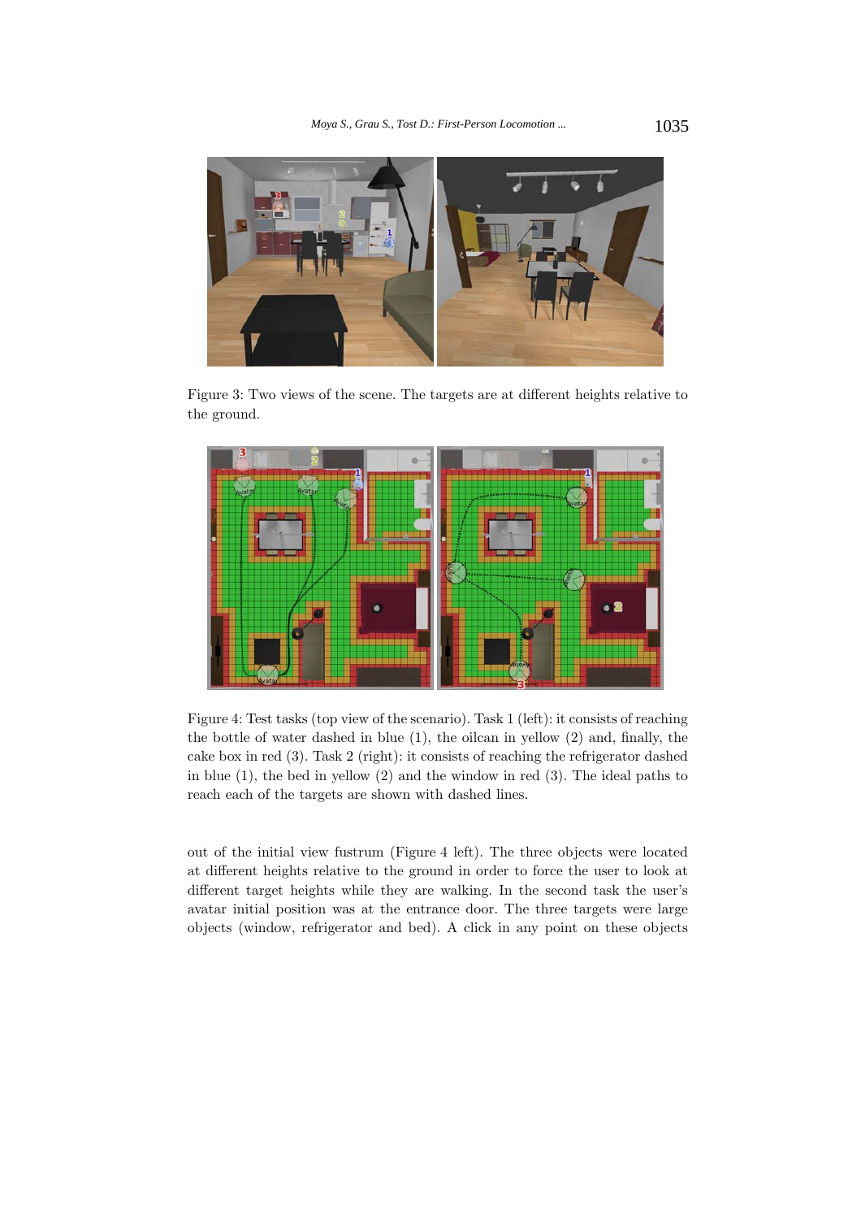Figure 3: Two views of the scene. The targets are at different heights relative to the ground.

Figure 4: Test tasks (top view of the scenario). Task 1 (left): it consists of reaching the bottle of water dashed in blue (1), the oilcan in yellow (2) and, finally, the cake box in red (3). Task 2 (right): it consists of reaching the refrigerator dashed in blue (1), the bed in yellow (2) and the window in red (3). The ideal paths to reach each of the targets are shown with dashed lines.

out of the initial view fustrum (Figure 4 left). The three objects were located at different heights relative to the ground in order to force the user to look at different target heights while they are walking. In the second task the user's avatar initial position was at the entrance door. The three targets were large objects (window, refrigerator and bed). A click in any point on these objects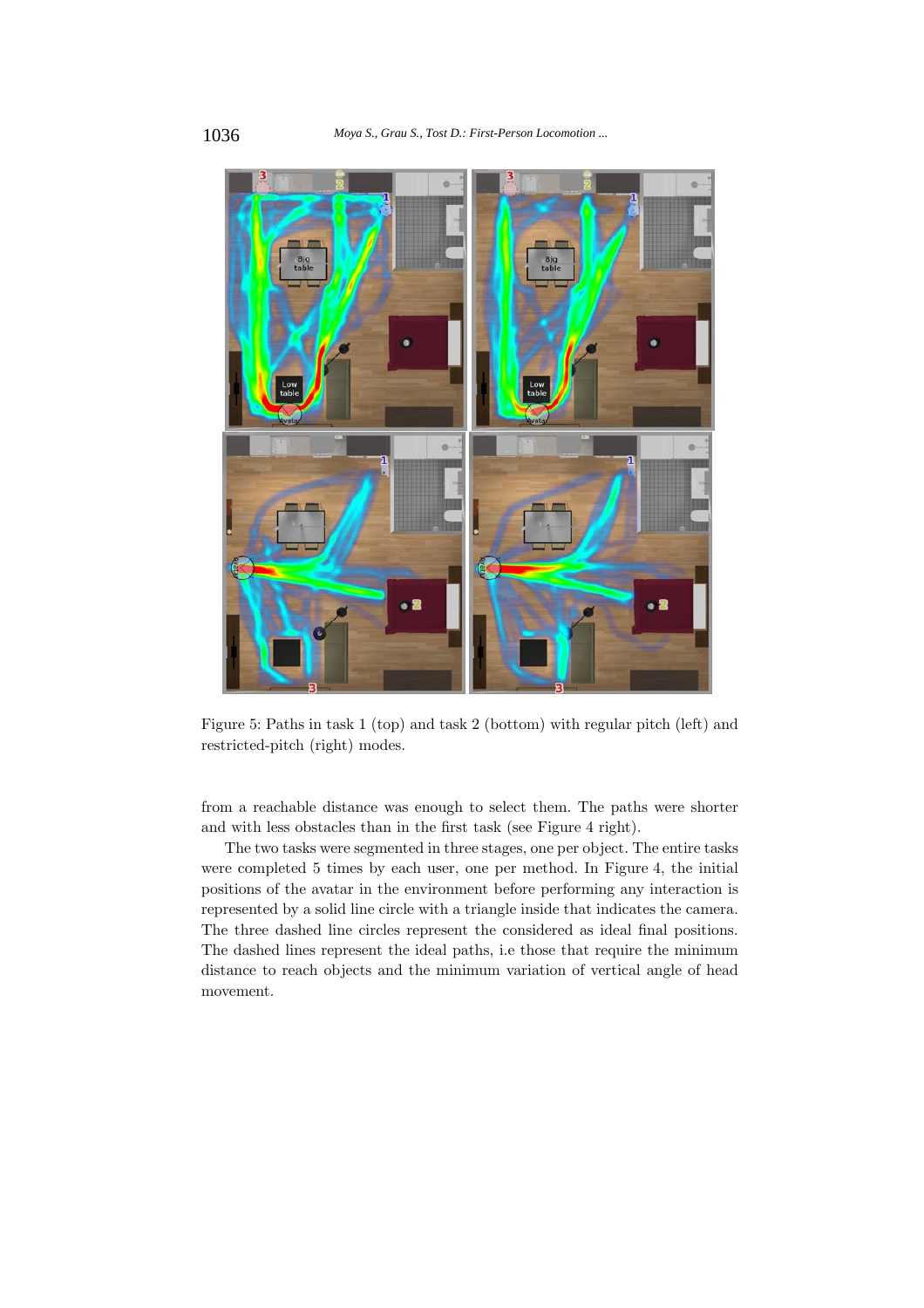Figure 5: Paths in task 1 (top) and task 2 (bottom) with regular pitch (left) and restricted-pitch (right) modes.

from a reachable distance was enough to select them. The paths were shorter and with less obstacles than in the first task (see Figure 4 right).

The two tasks were segmented in three stages, one per object. The entire tasks were completed 5 times by each user, one per method. In Figure 4, the initial positions of the avatar in the environment before performing any interaction is represented by a solid line circle with a triangle inside that indicates the camera. The three dashed line circles represent the considered as ideal final positions. The dashed lines represent the ideal paths, i.e those that require the minimum distance to reach objects and the minimum variation of vertical angle of head movement.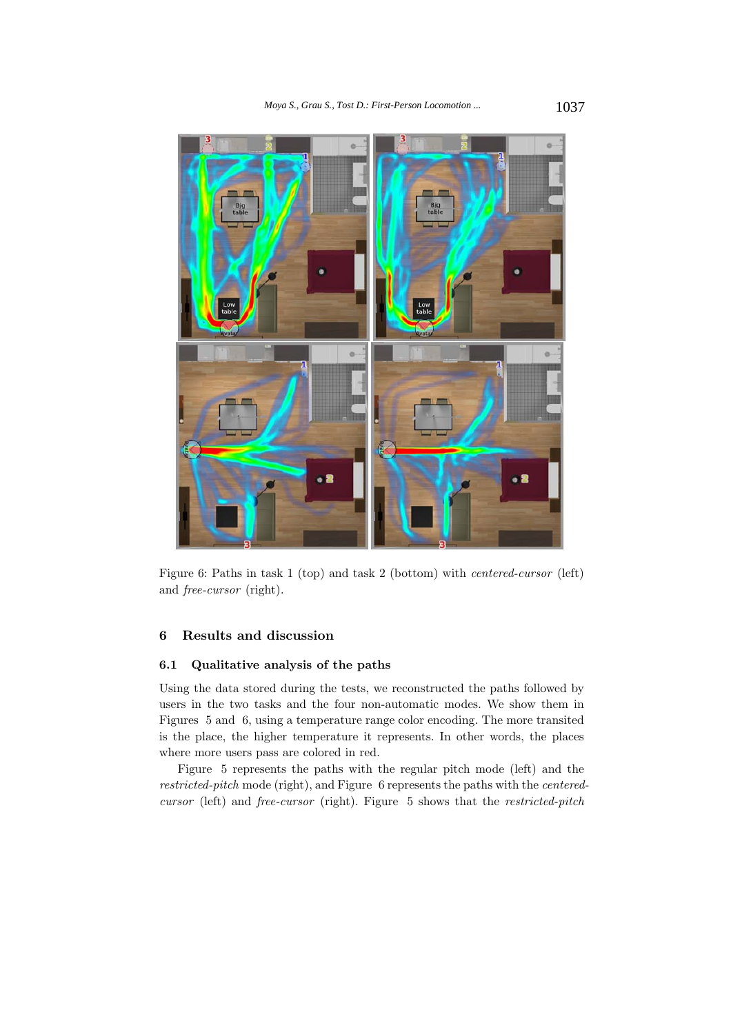Figure 6: Paths in task 1 (top) and task 2 (bottom) with *centered-cursor* (left) and *free-cursor* (right).

## 6 Results and discussion

### 6.1 Qualitative analysis of the paths

Using the data stored during the tests, we reconstructed the paths followed by users in the two tasks and the four non-automatic modes. We show them in Figures 5 and 6, using a temperature range color encoding. The more transited is the place, the higher temperature it represents. In other words, the places where more users pass are colored in red.

Figure 5 represents the paths with the regular pitch mode (left) and the *restricted-pitch* mode (right), and Figure 6 represents the paths with the *centered-cursor* (left) and *free-cursor* (right). Figure 5 shows that the *restricted-pitch*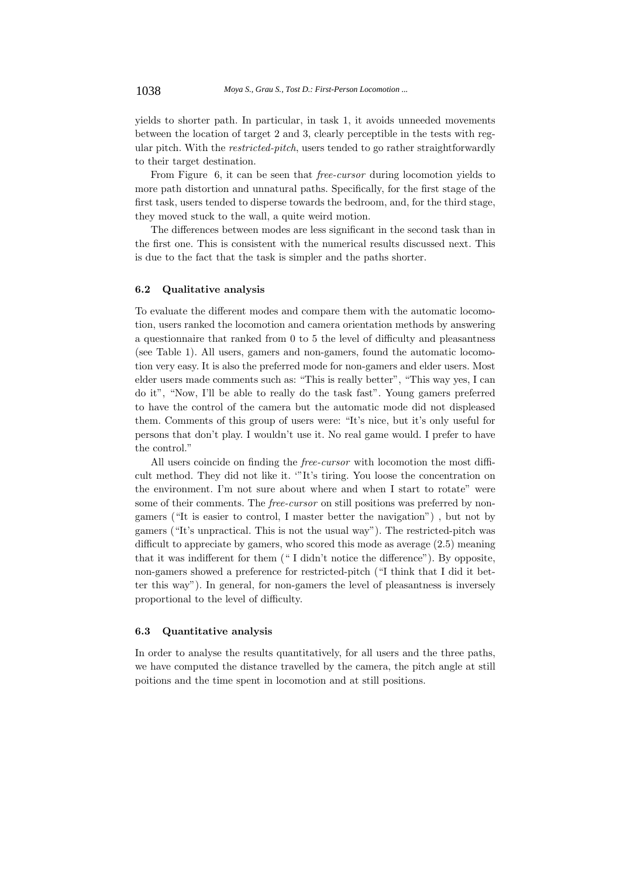yields to shorter path. In particular, in task 1, it avoids unneeded movements between the location of target 2 and 3, clearly perceptible in the tests with regular pitch. With the *restricted-pitch*, users tended to go rather straightforwardly to their target destination.

From Figure 6, it can be seen that *free-cursor* during locomotion yields to more path distortion and unnatural paths. Specifically, for the first stage of the first task, users tended to disperse towards the bedroom, and, for the third stage, they moved stuck to the wall, a quite weird motion.

The differences between modes are less significant in the second task than in the first one. This is consistent with the numerical results discussed next. This is due to the fact that the task is simpler and the paths shorter.

### 6.2 Qualitative analysis

To evaluate the different modes and compare them with the automatic locomotion, users ranked the locomotion and camera orientation methods by answering a questionnaire that ranked from 0 to 5 the level of difficulty and pleasantness (see Table 1). All users, gamers and non-gamers, found the automatic locomotion very easy. It is also the preferred mode for non-gamers and elder users. Most elder users made comments such as: "This is really better", "This way yes, I can do it", "Now, I'll be able to really do the task fast". Young gamers preferred to have the control of the camera but the automatic mode did not displeased them. Comments of this group of users were: "It's nice, but it's only useful for persons that don't play. I wouldn't use it. No real game would. I prefer to have the control."

All users coincide on finding the *free-cursor* with locomotion the most difficult method. They did not like it. '"It's tiring. You loose the concentration on the environment. I'm not sure about where and when I start to rotate" were some of their comments. The *free-cursor* on still positions was preferred by non-gamers ("It is easier to control, I master better the navigation") , but not by gamers ("It's unpractical. This is not the usual way"). The restricted-pitch was difficult to appreciate by gamers, who scored this mode as average (2.5) meaning that it was indifferent for them (" I didn't notice the difference"). By opposite, non-gamers showed a preference for restricted-pitch ("I think that I did it better this way"). In general, for non-gamers the level of pleasantness is inversely proportional to the level of difficulty.

### 6.3 Quantitative analysis

In order to analyse the results quantitatively, for all users and the three paths, we have computed the distance travelled by the camera, the pitch angle at still poitions and the time spent in locomotion and at still positions.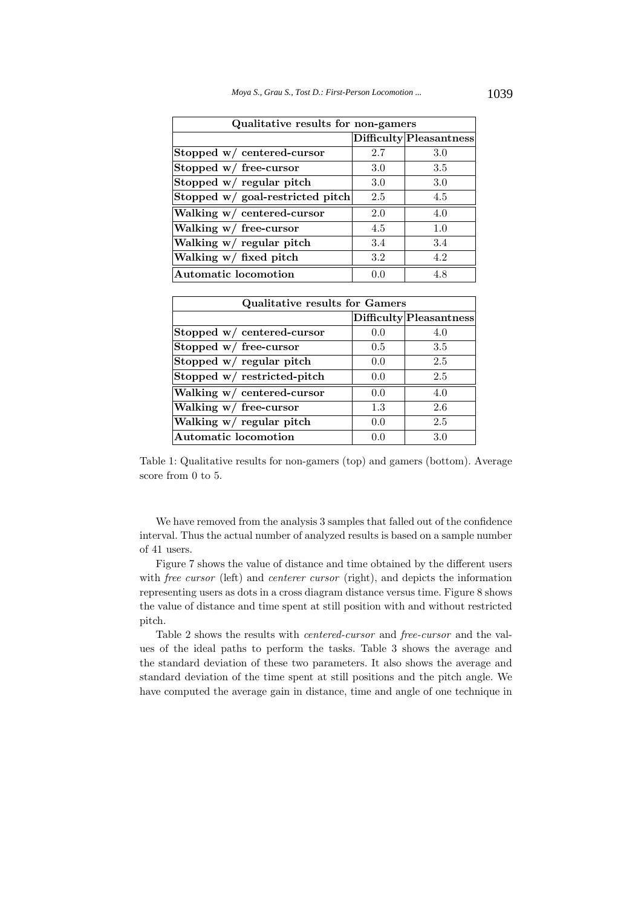| Qualitative results for non-gamers | | |
|---|---|---|
| | **Difficulty** | **Pleasantness** |
| **Stopped w/ centered-cursor** | 2.7 | 3.0 |
| **Stopped w/ free-cursor** | 3.0 | 3.5 |
| **Stopped w/ regular pitch** | 3.0 | 3.0 |
| **Stopped w/ goal-restricted pitch** | 2.5 | 4.5 |
| **Walking w/ centered-cursor** | 2.0 | 4.0 |
| **Walking w/ free-cursor** | 4.5 | 1.0 |
| **Walking w/ regular pitch** | 3.4 | 3.4 |
| **Walking w/ fixed pitch** | 3.2 | 4.2 |
| **Automatic locomotion** | 0.0 | 4.8 |

| Qualitative results for Gamers | | |
|---|---|---|
| | **Difficulty** | **Pleasantness** |
| **Stopped w/ centered-cursor** | 0.0 | 4.0 |
| **Stopped w/ free-cursor** | 0.5 | 3.5 |
| **Stopped w/ regular pitch** | 0.0 | 2.5 |
| **Stopped w/ restricted-pitch** | 0.0 | 2.5 |
| **Walking w/ centered-cursor** | 0.0 | 4.0 |
| **Walking w/ free-cursor** | 1.3 | 2.6 |
| **Walking w/ regular pitch** | 0.0 | 2.5 |
| **Automatic locomotion** | 0.0 | 3.0 |

Table 1: Qualitative results for non-gamers (top) and gamers (bottom). Average score from 0 to 5.

We have removed from the analysis 3 samples that falled out of the confidence interval. Thus the actual number of analyzed results is based on a sample number of 41 users.

Figure 7 shows the value of distance and time obtained by the different users with *free cursor* (left) and *centerer cursor* (right), and depicts the information representing users as dots in a cross diagram distance versus time. Figure 8 shows the value of distance and time spent at still position with and without restricted pitch.

Table 2 shows the results with *centered-cursor* and *free-cursor* and the values of the ideal paths to perform the tasks. Table 3 shows the average and the standard deviation of these two parameters. It also shows the average and standard deviation of the time spent at still positions and the pitch angle. We have computed the average gain in distance, time and angle of one technique in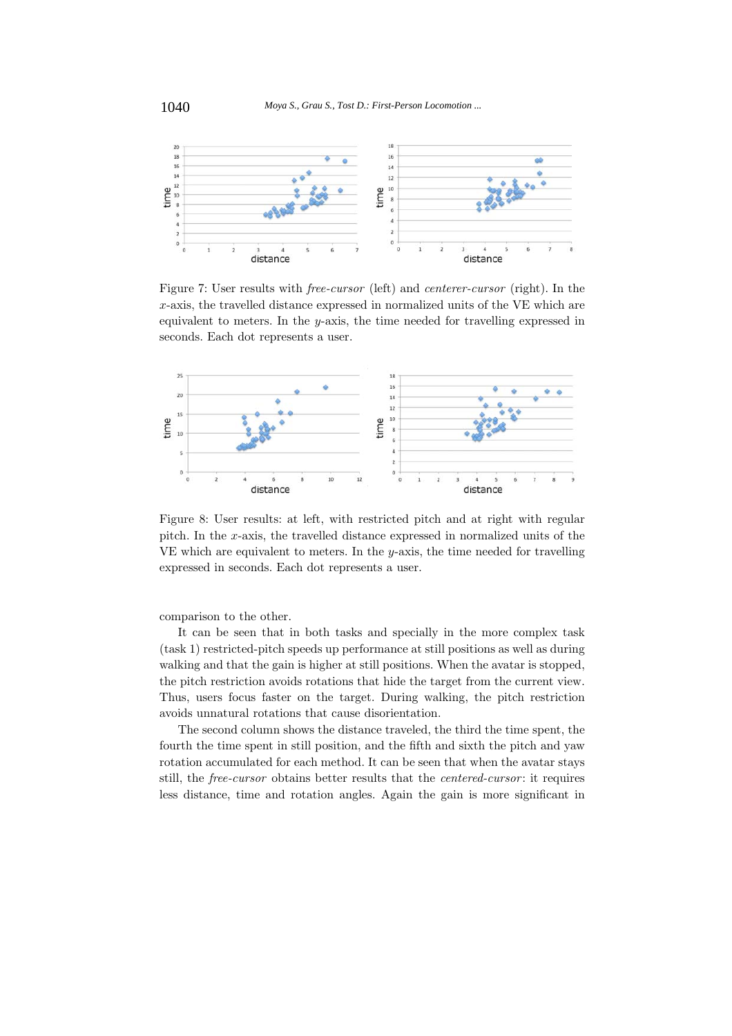Figure 7: User results with *free-cursor* (left) and *centerer-cursor* (right). In the $x$-axis, the travelled distance expressed in normalized units of the VE which are equivalent to meters. In the $y$-axis, the time needed for travelling expressed in seconds. Each dot represents a user.

Figure 8: User results: at left, with restricted pitch and at right with regular pitch. In the $x$-axis, the travelled distance expressed in normalized units of the VE which are equivalent to meters. In the $y$-axis, the time needed for travelling expressed in seconds. Each dot represents a user.

comparison to the other.

It can be seen that in both tasks and specially in the more complex task (task 1) restricted-pitch speeds up performance at still positions as well as during walking and that the gain is higher at still positions. When the avatar is stopped, the pitch restriction avoids rotations that hide the target from the current view. Thus, users focus faster on the target. During walking, the pitch restriction avoids unnatural rotations that cause disorientation.

The second column shows the distance traveled, the third the time spent, the fourth the time spent in still position, and the fifth and sixth the pitch and yaw rotation accumulated for each method. It can be seen that when the avatar stays still, the *free-cursor* obtains better results that the *centered-cursor*: it requires less distance, time and rotation angles. Again the gain is more significant in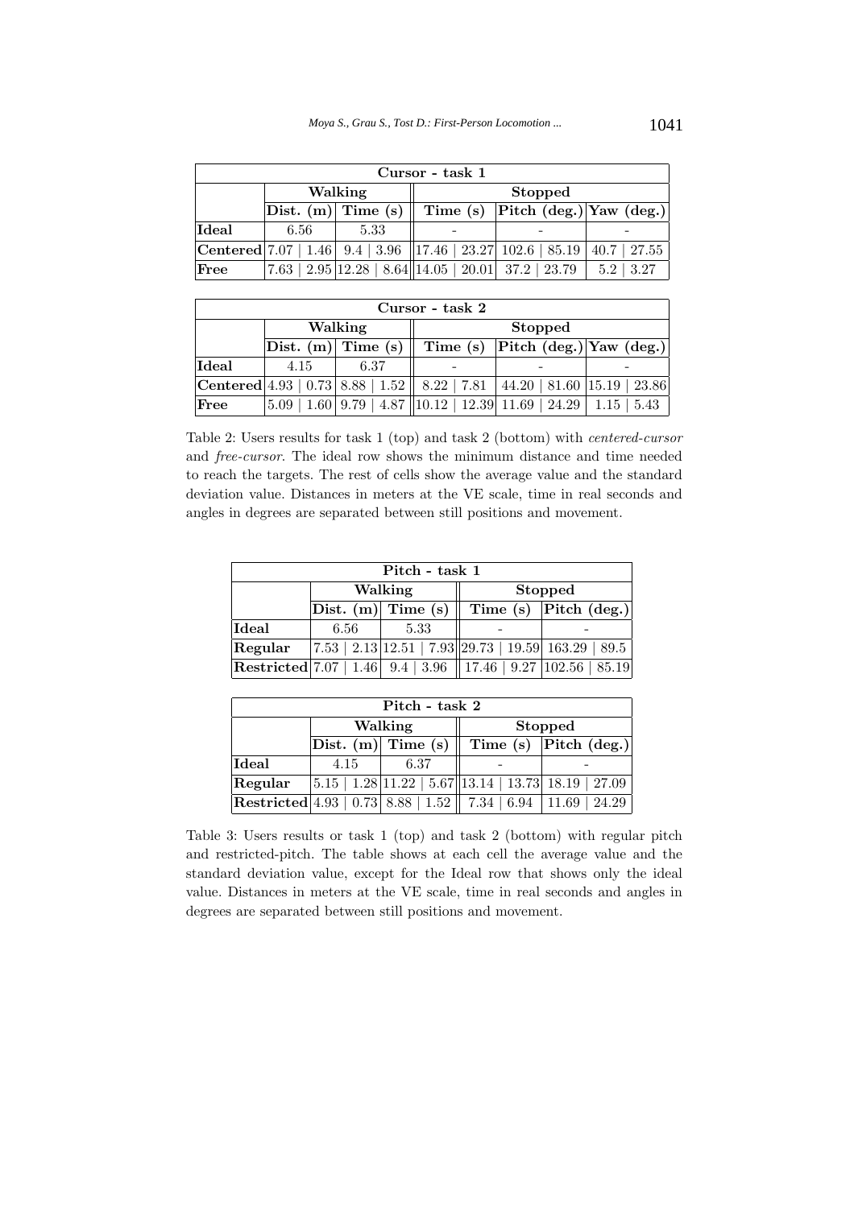| Cursor - task 1 | | | | | |
|---|---|---|---|---|---|
| | Walking | | Stopped | | |
| | Dist. (m) | Time (s) | Time (s) | Pitch (deg.) | Yaw (deg.) |
| **Ideal** | 6.56 | 5.33 | - | - | - |
| **Centered** | 7.07 \| 1.46 | 9.4 \| 3.96 | 17.46 \| 23.27 | 102.6 \| 85.19 | 40.7 \| 27.55 |
| **Free** | 7.63 \| 2.95 | 12.28 \| 8.64 | 14.05 \| 20.01 | 37.2 \| 23.79 | 5.2 \| 3.27 |

| Cursor - task 2 | | | | | |
|---|---|---|---|---|---|
| | Walking | | Stopped | | |
| | Dist. (m) | Time (s) | Time (s) | Pitch (deg.) | Yaw (deg.) |
| **Ideal** | 4.15 | 6.37 | - | - | - |
| **Centered** | 4.93 \| 0.73 | 8.88 \| 1.52 | 8.22 \| 7.81 | 44.20 \| 81.60 | 15.19 \| 23.86 |
| **Free** | 5.09 \| 1.60 | 9.79 \| 4.87 | 10.12 \| 12.39 | 11.69 \| 24.29 | 1.15 \| 5.43 |

Table 2: Users results for task 1 (top) and task 2 (bottom) with *centered-cursor* and *free-cursor*. The ideal row shows the minimum distance and time needed to reach the targets. The rest of cells show the average value and the standard deviation value. Distances in meters at the VE scale, time in real seconds and angles in degrees are separated between still positions and movement.

| Pitch - task 1 | | | | |
|---|---|---|---|---|
| | Walking | | Stopped | |
| | Dist. (m) | Time (s) | Time (s) | Pitch (deg.) |
| **Ideal** | 6.56 | 5.33 | - | - |
| **Regular** | 7.53 \| 2.13 | 12.51 \| 7.93 | 29.73 \| 19.59 | 163.29 \| 89.5 |
| **Restricted** | 7.07 \| 1.46 | 9.4 \| 3.96 | 17.46 \| 9.27 | 102.56 \| 85.19 |

| Pitch - task 2 | | | | |
|---|---|---|---|---|
| | Walking | | Stopped | |
| | Dist. (m) | Time (s) | Time (s) | Pitch (deg.) |
| **Ideal** | 4.15 | 6.37 | - | - |
| **Regular** | 5.15 \| 1.28 | 11.22 \| 5.67 | 13.14 \| 13.73 | 18.19 \| 27.09 |
| **Restricted** | 4.93 \| 0.73 | 8.88 \| 1.52 | 7.34 \| 6.94 | 11.69 \| 24.29 |

Table 3: Users results or task 1 (top) and task 2 (bottom) with regular pitch and restricted-pitch. The table shows at each cell the average value and the standard deviation value, except for the Ideal row that shows only the ideal value. Distances in meters at the VE scale, time in real seconds and angles in degrees are separated between still positions and movement.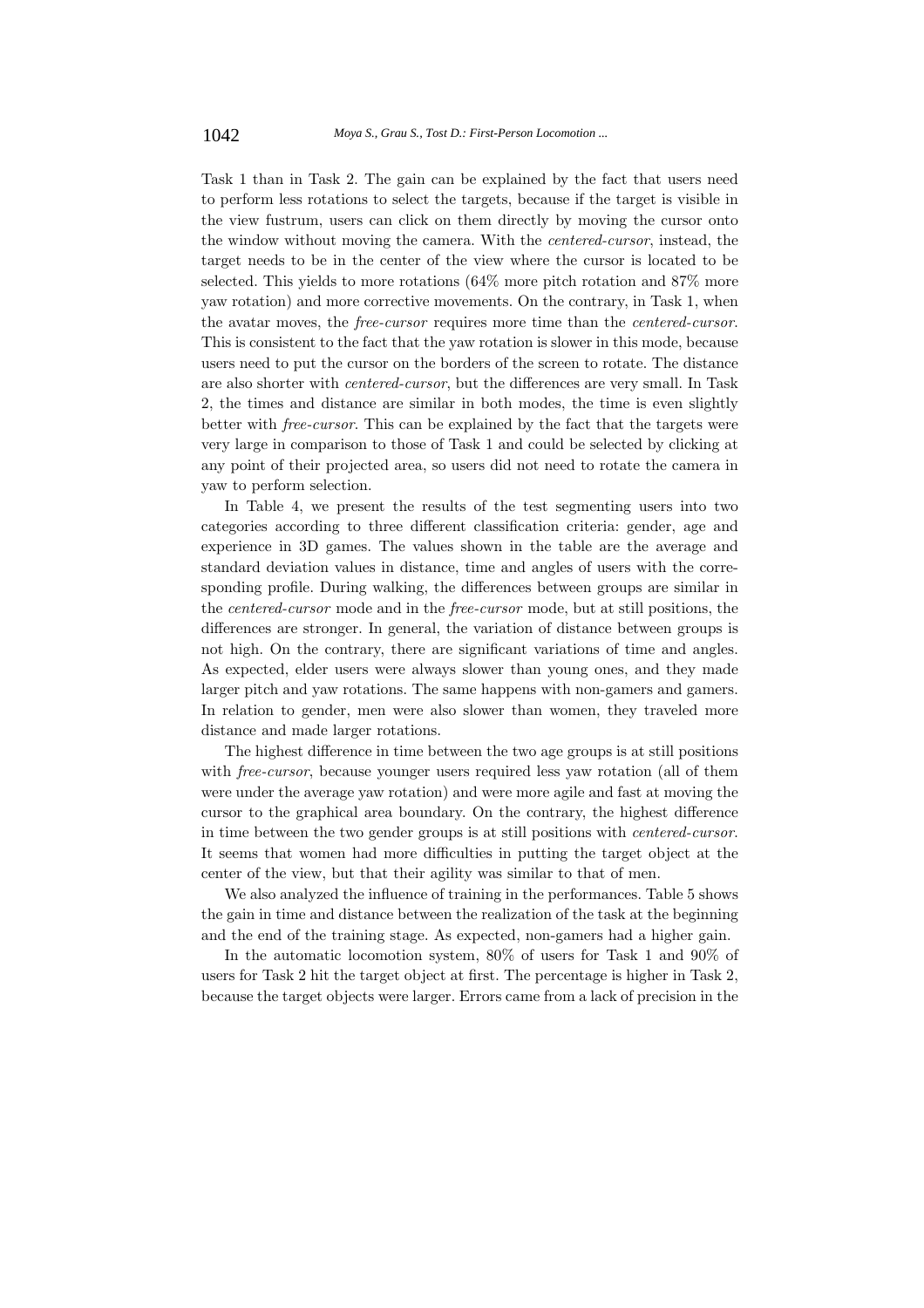Task 1 than in Task 2. The gain can be explained by the fact that users need to perform less rotations to select the targets, because if the target is visible in the view fustrum, users can click on them directly by moving the cursor onto the window without moving the camera. With the *centered-cursor*, instead, the target needs to be in the center of the view where the cursor is located to be selected. This yields to more rotations (64% more pitch rotation and 87% more yaw rotation) and more corrective movements. On the contrary, in Task 1, when the avatar moves, the *free-cursor* requires more time than the *centered-cursor*. This is consistent to the fact that the yaw rotation is slower in this mode, because users need to put the cursor on the borders of the screen to rotate. The distance are also shorter with *centered-cursor*, but the differences are very small. In Task 2, the times and distance are similar in both modes, the time is even slightly better with *free-cursor*. This can be explained by the fact that the targets were very large in comparison to those of Task 1 and could be selected by clicking at any point of their projected area, so users did not need to rotate the camera in yaw to perform selection.

In Table 4, we present the results of the test segmenting users into two categories according to three different classification criteria: gender, age and experience in 3D games. The values shown in the table are the average and standard deviation values in distance, time and angles of users with the corresponding profile. During walking, the differences between groups are similar in the *centered-cursor* mode and in the *free-cursor* mode, but at still positions, the differences are stronger. In general, the variation of distance between groups is not high. On the contrary, there are significant variations of time and angles. As expected, elder users were always slower than young ones, and they made larger pitch and yaw rotations. The same happens with non-gamers and gamers. In relation to gender, men were also slower than women, they traveled more distance and made larger rotations.

The highest difference in time between the two age groups is at still positions with *free-cursor*, because younger users required less yaw rotation (all of them were under the average yaw rotation) and were more agile and fast at moving the cursor to the graphical area boundary. On the contrary, the highest difference in time between the two gender groups is at still positions with *centered-cursor*. It seems that women had more difficulties in putting the target object at the center of the view, but that their agility was similar to that of men.

We also analyzed the influence of training in the performances. Table 5 shows the gain in time and distance between the realization of the task at the beginning and the end of the training stage. As expected, non-gamers had a higher gain.

In the automatic locomotion system, 80% of users for Task 1 and 90% of users for Task 2 hit the target object at first. The percentage is higher in Task 2, because the target objects were larger. Errors came from a lack of precision in the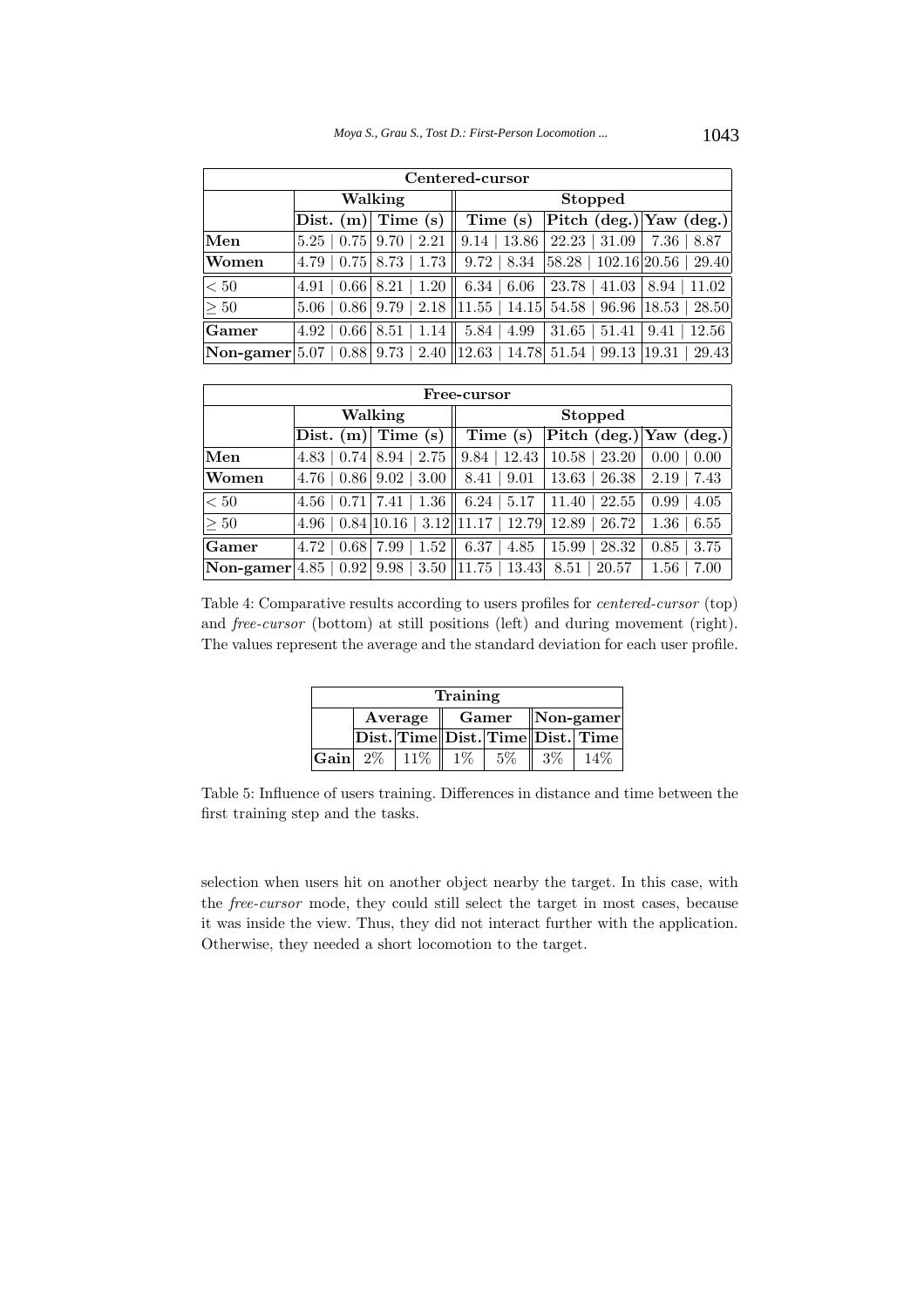| Centered-cursor | | | | | |
|---|---|---|---|---|---|
| | Walking | | Stopped | | |
| | Dist. (m) | Time (s) | Time (s) | Pitch (deg.) | Yaw (deg.) |
| **Men** | 5.25 \| 0.75 | 9.70 \| 2.21 | 9.14 \| 13.86 | 22.23 \| 31.09 | 7.36 \| 8.87 |
| **Women** | 4.79 \| 0.75 | 8.73 \| 1.73 | 9.72 \| 8.34 | 58.28 \| 102.16 | 20.56 \| 29.40 |
| $< 50$ | 4.91 \| 0.66 | 8.21 \| 1.20 | 6.34 \| 6.06 | 23.78 \| 41.03 | 8.94 \| 11.02 |
| $\geq 50$ | 5.06 \| 0.86 | 9.79 \| 2.18 | 11.55 \| 14.15 | 54.58 \| 96.96 | 18.53 \| 28.50 |
| **Gamer** | 4.92 \| 0.66 | 8.51 \| 1.14 | 5.84 \| 4.99 | 31.65 \| 51.41 | 9.41 \| 12.56 |
| **Non-gamer** | 5.07 \| 0.88 | 9.73 \| 2.40 | 12.63 \| 14.78 | 51.54 \| 99.13 | 19.31 \| 29.43 |

| Free-cursor | | | | | |
|---|---|---|---|---|---|
| | Walking | | Stopped | | |
| | Dist. (m) | Time (s) | Time (s) | Pitch (deg.) | Yaw (deg.) |
| **Men** | 4.83 \| 0.74 | 8.94 \| 2.75 | 9.84 \| 12.43 | 10.58 \| 23.20 | 0.00 \| 0.00 |
| **Women** | 4.76 \| 0.86 | 9.02 \| 3.00 | 8.41 \| 9.01 | 13.63 \| 26.38 | 2.19 \| 7.43 |
| $< 50$ | 4.56 \| 0.71 | 7.41 \| 1.36 | 6.24 \| 5.17 | 11.40 \| 22.55 | 0.99 \| 4.05 |
| $\geq 50$ | 4.96 \| 0.84 | 10.16 \| 3.12 | 11.17 \| 12.79 | 12.89 \| 26.72 | 1.36 \| 6.55 |
| **Gamer** | 4.72 \| 0.68 | 7.99 \| 1.52 | 6.37 \| 4.85 | 15.99 \| 28.32 | 0.85 \| 3.75 |
| **Non-gamer** | 4.85 \| 0.92 | 9.98 \| 3.50 | 11.75 \| 13.43 | 8.51 \| 20.57 | 1.56 \| 7.00 |

Table 4: Comparative results according to users profiles for *centered-cursor* (top) and *free-cursor* (bottom) at still positions (left) and during movement (right). The values represent the average and the standard deviation for each user profile.

| Training | | | | | | |
|---|---|---|---|---|---|---|
| | Average | | Gamer | | Non-gamer | |
| | Dist. | Time | Dist. | Time | Dist. | Time |
| **Gain** | 2% | 11% | 1% | 5% | 3% | 14% |

Table 5: Influence of users training. Differences in distance and time between the first training step and the tasks.

selection when users hit on another object nearby the target. In this case, with the *free-cursor* mode, they could still select the target in most cases, because it was inside the view. Thus, they did not interact further with the application. Otherwise, they needed a short locomotion to the target.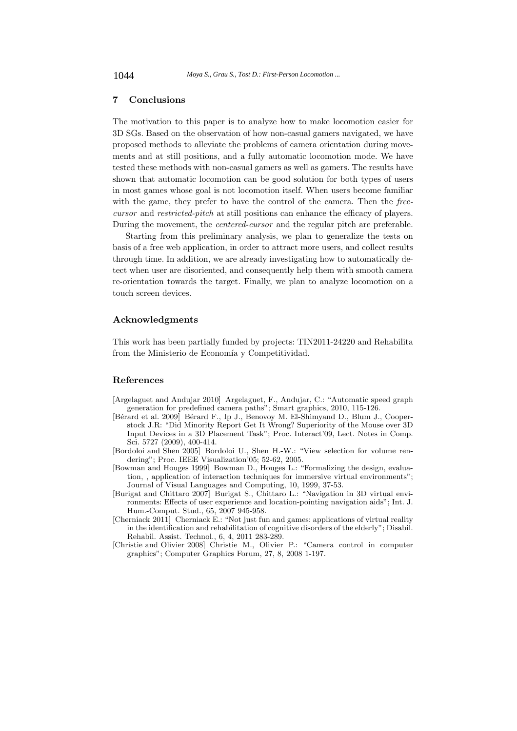## 7 Conclusions

The motivation to this paper is to analyze how to make locomotion easier for 3D SGs. Based on the observation of how non-casual gamers navigated, we have proposed methods to alleviate the problems of camera orientation during movements and at still positions, and a fully automatic locomotion mode. We have tested these methods with non-casual gamers as well as gamers. The results have shown that automatic locomotion can be good solution for both types of users in most games whose goal is not locomotion itself. When users become familiar with the game, they prefer to have the control of the camera. Then the *free-cursor* and *restricted-pitch* at still positions can enhance the efficacy of players. During the movement, the *centered-cursor* and the regular pitch are preferable.

Starting from this preliminary analysis, we plan to generalize the tests on basis of a free web application, in order to attract more users, and collect results through time. In addition, we are already investigating how to automatically detect when user are disoriented, and consequently help them with smooth camera re-orientation towards the target. Finally, we plan to analyze locomotion on a touch screen devices.

## Acknowledgments

This work has been partially funded by projects: TIN2011-24220 and Rehabilita from the Ministerio de Economía y Competitividad.

## References

[Argelaguet and Andujar 2010] Argelaguet, F., Andujar, C.: "Automatic speed graph generation for predefined camera paths"; Smart graphics, 2010, 115-126.

[Bérard et al. 2009] Bérard F., Ip J., Benovoy M. El-Shimyand D., Blum J., Cooperstock J.R: "Did Minority Report Get It Wrong? Superiority of the Mouse over 3D Input Devices in a 3D Placement Task"; Proc. Interact'09, Lect. Notes in Comp. Sci. 5727 (2009), 400-414.

[Bordoloi and Shen 2005] Bordoloi U., Shen H.-W.: "View selection for volume rendering"; Proc. IEEE Visualization'05; 52-62, 2005.

[Bowman and Houges 1999] Bowman D., Houges L.: "Formalizing the design, evaluation, , application of interaction techniques for immersive virtual environments"; Journal of Visual Languages and Computing, 10, 1999, 37-53.

[Burigat and Chittaro 2007] Burigat S., Chittaro L.: "Navigation in 3D virtual environments: Effects of user experience and location-pointing navigation aids"; Int. J. Hum.-Comput. Stud., 65, 2007 945-958.

[Cherniack 2011] Cherniack E.: "Not just fun and games: applications of virtual reality in the identification and rehabilitation of cognitive disorders of the elderly"; Disabil. Rehabil. Assist. Technol., 6, 4, 2011 283-289.

[Christie and Olivier 2008] Christie M., Olivier P.: "Camera control in computer graphics"; Computer Graphics Forum, 27, 8, 2008 1-197.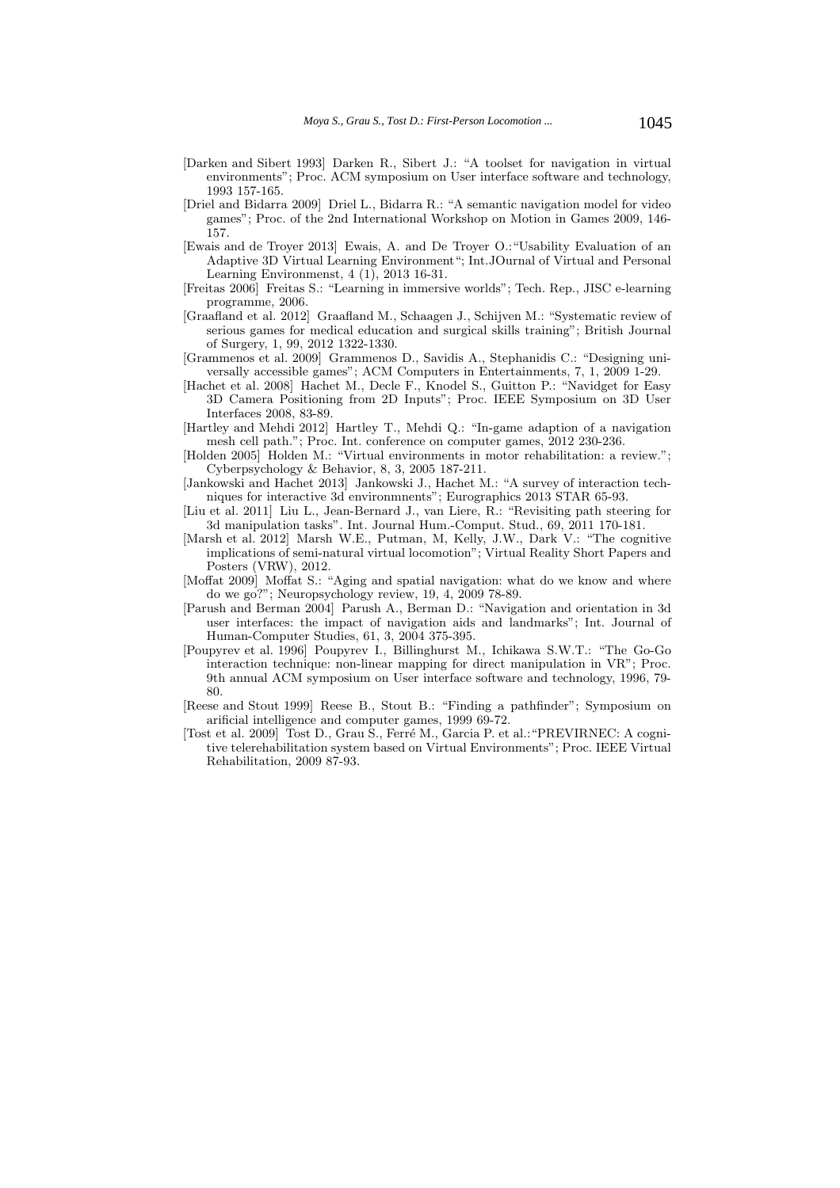[Darken and Sibert 1993] Darken R., Sibert J.: "A toolset for navigation in virtual environments"; Proc. ACM symposium on User interface software and technology, 1993 157-165.

[Driel and Bidarra 2009] Driel L., Bidarra R.: "A semantic navigation model for video games"; Proc. of the 2nd International Workshop on Motion in Games 2009, 146-157.

[Ewais and de Troyer 2013] Ewais, A. and De Troyer O.:"Usability Evaluation of an Adaptive 3D Virtual Learning Environment"; Int.JOurnal of Virtual and Personal Learning Environmenst, 4 (1), 2013 16-31.

[Freitas 2006] Freitas S.: "Learning in immersive worlds"; Tech. Rep., JISC e-learning programme, 2006.

[Graafland et al. 2012] Graafland M., Schaagen J., Schijven M.: "Systematic review of serious games for medical education and surgical skills training"; British Journal of Surgery, 1, 99, 2012 1322-1330.

[Grammenos et al. 2009] Grammenos D., Savidis A., Stephanidis C.: "Designing universally accessible games"; ACM Computers in Entertainments, 7, 1, 2009 1-29.

[Hachet et al. 2008] Hachet M., Decle F., Knodel S., Guitton P.: "Navidget for Easy 3D Camera Positioning from 2D Inputs"; Proc. IEEE Symposium on 3D User Interfaces 2008, 83-89.

[Hartley and Mehdi 2012] Hartley T., Mehdi Q.: "In-game adaption of a navigation mesh cell path."; Proc. Int. conference on computer games, 2012 230-236.

[Holden 2005] Holden M.: "Virtual environments in motor rehabilitation: a review."; Cyberpsychology & Behavior, 8, 3, 2005 187-211.

[Jankowski and Hachet 2013] Jankowski J., Hachet M.: "A survey of interaction techniques for interactive 3d environmnents"; Eurographics 2013 STAR 65-93.

[Liu et al. 2011] Liu L., Jean-Bernard J., van Liere, R.: "Revisiting path steering for 3d manipulation tasks". Int. Journal Hum.-Comput. Stud., 69, 2011 170-181.

[Marsh et al. 2012] Marsh W.E., Putman, M, Kelly, J.W., Dark V.: "The cognitive implications of semi-natural virtual locomotion"; Virtual Reality Short Papers and Posters (VRW), 2012.

[Moffat 2009] Moffat S.: "Aging and spatial navigation: what do we know and where do we go?"; Neuropsychology review, 19, 4, 2009 78-89.

[Parush and Berman 2004] Parush A., Berman D.: "Navigation and orientation in 3d user interfaces: the impact of navigation aids and landmarks"; Int. Journal of Human-Computer Studies, 61, 3, 2004 375-395.

[Poupyrev et al. 1996] Poupyrev I., Billinghurst M., Ichikawa S.W.T.: "The Go-Go interaction technique: non-linear mapping for direct manipulation in VR"; Proc. 9th annual ACM symposium on User interface software and technology, 1996, 79-80.

[Reese and Stout 1999] Reese B., Stout B.: "Finding a pathfinder"; Symposium on arificial intelligence and computer games, 1999 69-72.

[Tost et al. 2009] Tost D., Grau S., Ferré M., Garcia P. et al.:"PREVIRNEC: A cognitive telerehabilitation system based on Virtual Environments"; Proc. IEEE Virtual Rehabilitation, 2009 87-93.